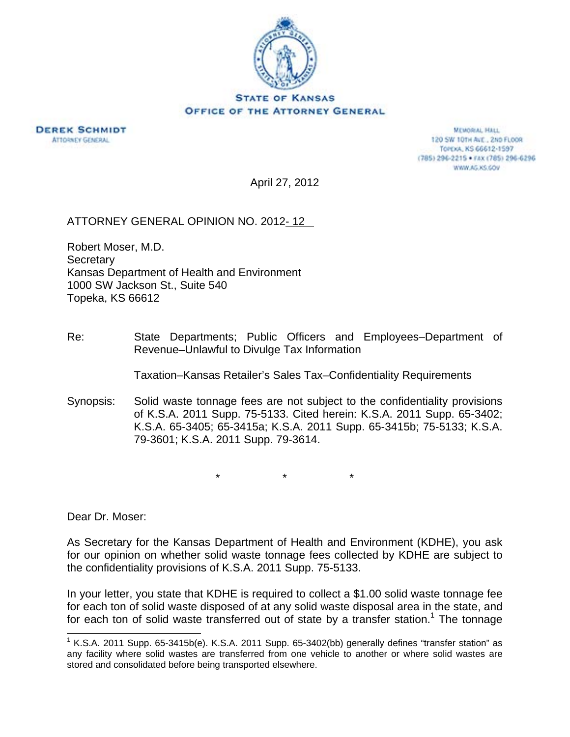**STATE OF KANSAS**
**OFFICE OF THE ATTORNEY GENERAL**

**DEREK SCHMIDT**
ATTORNEY GENERAL

MEMORIAL HALL
120 SW 10TH AVE., 2ND FLOOR
TOPEKA, KS 66612-1597
(785) 296-2215 • FAX (785) 296-6296
WWW.AG.KS.GOV

April 27, 2012

ATTORNEY GENERAL OPINION NO. 2012- 12

Robert Moser, M.D.
Secretary
Kansas Department of Health and Environment
1000 SW Jackson St., Suite 540
Topeka, KS 66612

Re: State Departments; Public Officers and Employees–Department of Revenue–Unlawful to Divulge Tax Information

Taxation–Kansas Retailer's Sales Tax–Confidentiality Requirements

Synopsis: Solid waste tonnage fees are not subject to the confidentiality provisions of K.S.A. 2011 Supp. 75-5133. Cited herein: K.S.A. 2011 Supp. 65-3402; K.S.A. 65-3405; 65-3415a; K.S.A. 2011 Supp. 65-3415b; 75-5133; K.S.A. 79-3601; K.S.A. 2011 Supp. 79-3614.

\* \* \*

Dear Dr. Moser:

As Secretary for the Kansas Department of Health and Environment (KDHE), you ask for our opinion on whether solid waste tonnage fees collected by KDHE are subject to the confidentiality provisions of K.S.A. 2011 Supp. 75-5133.

In your letter, you state that KDHE is required to collect a $1.00 solid waste tonnage fee for each ton of solid waste disposed of at any solid waste disposal area in the state, and for each ton of solid waste transferred out of state by a transfer station.[1] The tonnage

[1] K.S.A. 2011 Supp. 65-3415b(e). K.S.A. 2011 Supp. 65-3402(bb) generally defines "transfer station" as any facility where solid wastes are transferred from one vehicle to another or where solid wastes are stored and consolidated before being transported elsewhere.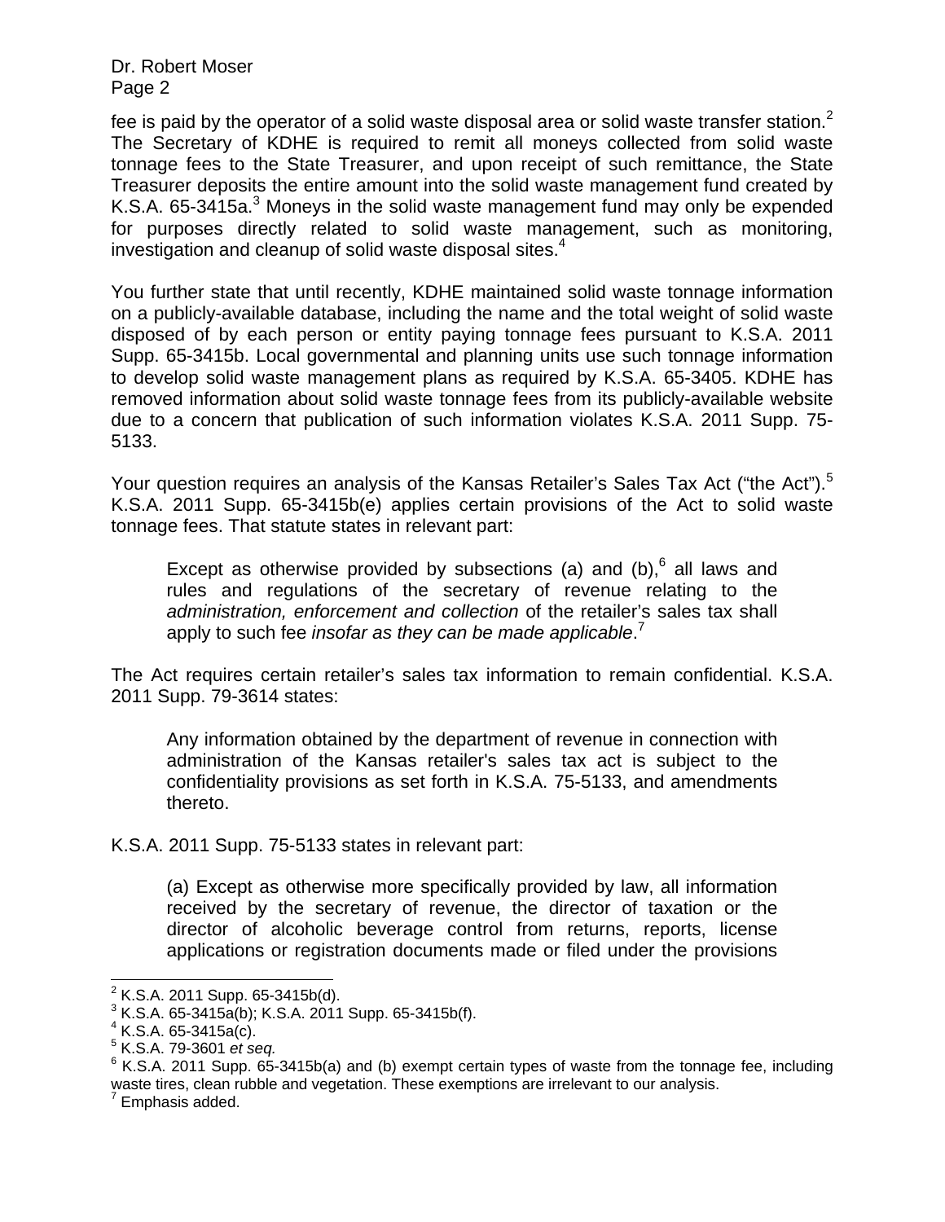fee is paid by the operator of a solid waste disposal area or solid waste transfer station.[2] The Secretary of KDHE is required to remit all moneys collected from solid waste tonnage fees to the State Treasurer, and upon receipt of such remittance, the State Treasurer deposits the entire amount into the solid waste management fund created by K.S.A. 65-3415a.[3] Moneys in the solid waste management fund may only be expended for purposes directly related to solid waste management, such as monitoring, investigation and cleanup of solid waste disposal sites.[4]

You further state that until recently, KDHE maintained solid waste tonnage information on a publicly-available database, including the name and the total weight of solid waste disposed of by each person or entity paying tonnage fees pursuant to K.S.A. 2011 Supp. 65-3415b. Local governmental and planning units use such tonnage information to develop solid waste management plans as required by K.S.A. 65-3405. KDHE has removed information about solid waste tonnage fees from its publicly-available website due to a concern that publication of such information violates K.S.A. 2011 Supp. 75-5133.

Your question requires an analysis of the Kansas Retailer's Sales Tax Act ("the Act").[5] K.S.A. 2011 Supp. 65-3415b(e) applies certain provisions of the Act to solid waste tonnage fees. That statute states in relevant part:

> Except as otherwise provided by subsections (a) and (b),[6] all laws and rules and regulations of the secretary of revenue relating to the *administration, enforcement and collection* of the retailer's sales tax shall apply to such fee *insofar as they can be made applicable*.[7]

The Act requires certain retailer's sales tax information to remain confidential. K.S.A. 2011 Supp. 79-3614 states:

> Any information obtained by the department of revenue in connection with administration of the Kansas retailer's sales tax act is subject to the confidentiality provisions as set forth in K.S.A. 75-5133, and amendments thereto.

K.S.A. 2011 Supp. 75-5133 states in relevant part:

> (a) Except as otherwise more specifically provided by law, all information received by the secretary of revenue, the director of taxation or the director of alcoholic beverage control from returns, reports, license applications or registration documents made or filed under the provisions

---

[2] K.S.A. 2011 Supp. 65-3415b(d).

[3] K.S.A. 65-3415a(b); K.S.A. 2011 Supp. 65-3415b(f).

[4] K.S.A. 65-3415a(c).

[5] K.S.A. 79-3601 *et seq.*

[6] K.S.A. 2011 Supp. 65-3415b(a) and (b) exempt certain types of waste from the tonnage fee, including waste tires, clean rubble and vegetation. These exemptions are irrelevant to our analysis.

[7] Emphasis added.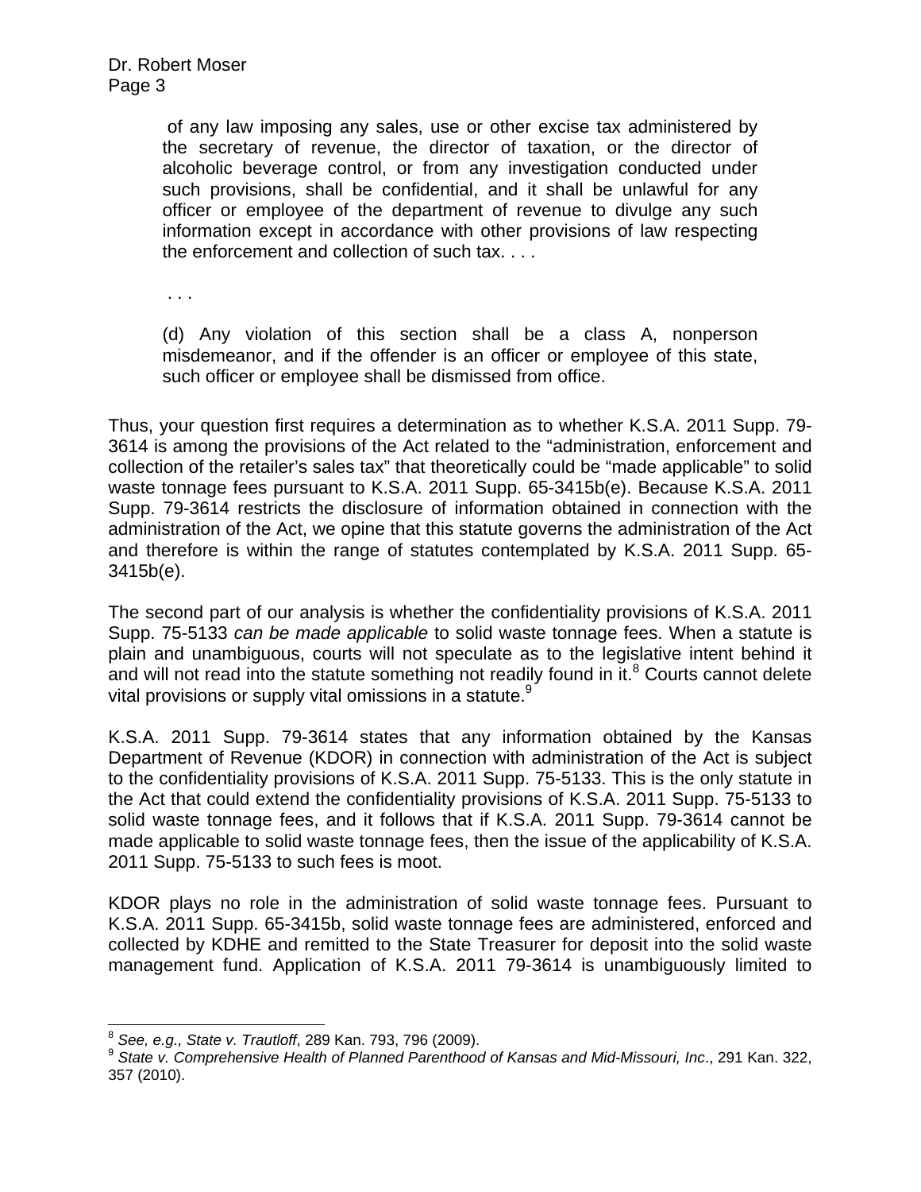> of any law imposing any sales, use or other excise tax administered by the secretary of revenue, the director of taxation, or the director of alcoholic beverage control, or from any investigation conducted under such provisions, shall be confidential, and it shall be unlawful for any officer or employee of the department of revenue to divulge any such information except in accordance with other provisions of law respecting the enforcement and collection of such tax. . . .
>
> . . .
>
> (d) Any violation of this section shall be a class A, nonperson misdemeanor, and if the offender is an officer or employee of this state, such officer or employee shall be dismissed from office.

Thus, your question first requires a determination as to whether K.S.A. 2011 Supp. 79-3614 is among the provisions of the Act related to the "administration, enforcement and collection of the retailer's sales tax" that theoretically could be "made applicable" to solid waste tonnage fees pursuant to K.S.A. 2011 Supp. 65-3415b(e). Because K.S.A. 2011 Supp. 79-3614 restricts the disclosure of information obtained in connection with the administration of the Act, we opine that this statute governs the administration of the Act and therefore is within the range of statutes contemplated by K.S.A. 2011 Supp. 65-3415b(e).

The second part of our analysis is whether the confidentiality provisions of K.S.A. 2011 Supp. 75-5133 *can be made applicable* to solid waste tonnage fees. When a statute is plain and unambiguous, courts will not speculate as to the legislative intent behind it and will not read into the statute something not readily found in it.[8] Courts cannot delete vital provisions or supply vital omissions in a statute.[9]

K.S.A. 2011 Supp. 79-3614 states that any information obtained by the Kansas Department of Revenue (KDOR) in connection with administration of the Act is subject to the confidentiality provisions of K.S.A. 2011 Supp. 75-5133. This is the only statute in the Act that could extend the confidentiality provisions of K.S.A. 2011 Supp. 75-5133 to solid waste tonnage fees, and it follows that if K.S.A. 2011 Supp. 79-3614 cannot be made applicable to solid waste tonnage fees, then the issue of the applicability of K.S.A. 2011 Supp. 75-5133 to such fees is moot.

KDOR plays no role in the administration of solid waste tonnage fees. Pursuant to K.S.A. 2011 Supp. 65-3415b, solid waste tonnage fees are administered, enforced and collected by KDHE and remitted to the State Treasurer for deposit into the solid waste management fund. Application of K.S.A. 2011 79-3614 is unambiguously limited to

---

[8] *See, e.g., State v. Trautloff*, 289 Kan. 793, 796 (2009).

[9] *State v. Comprehensive Health of Planned Parenthood of Kansas and Mid-Missouri, Inc*., 291 Kan. 322, 357 (2010).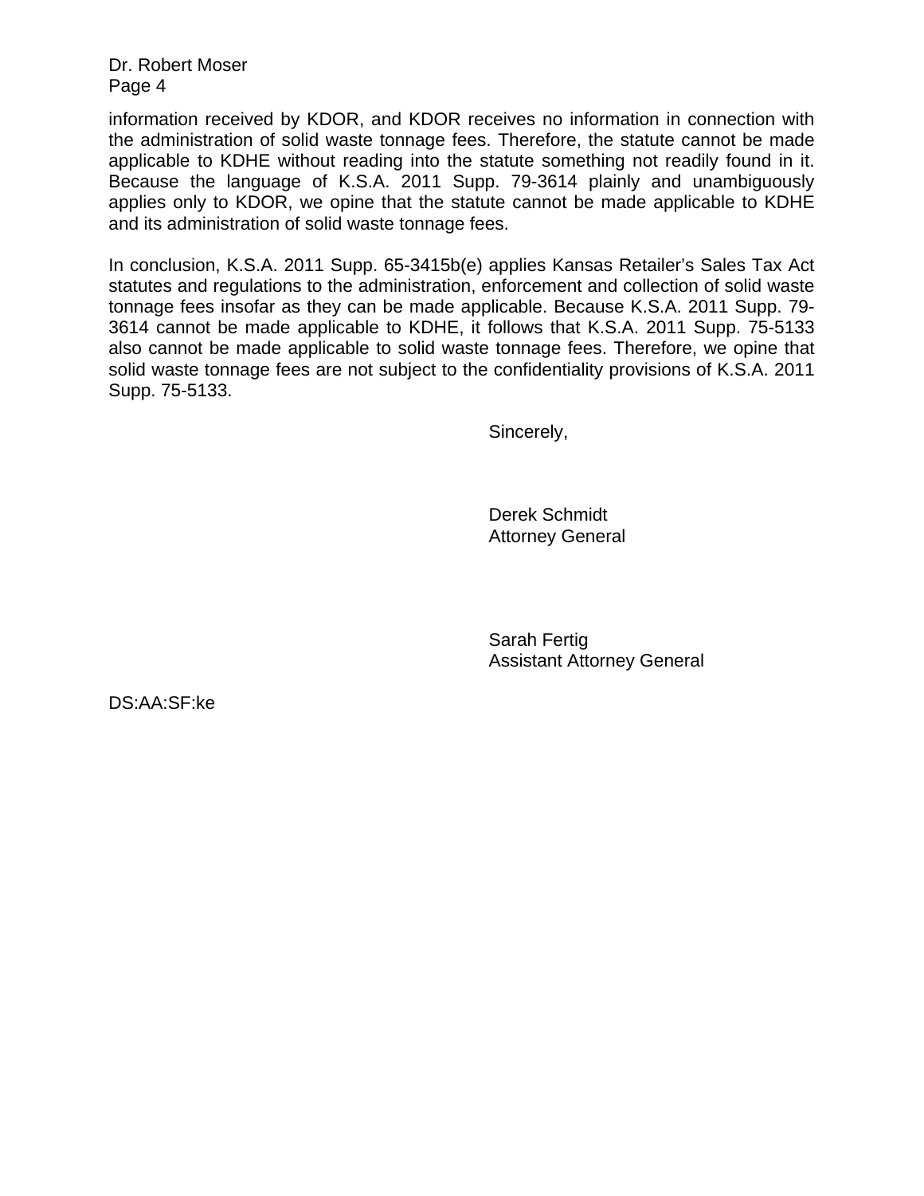information received by KDOR, and KDOR receives no information in connection with the administration of solid waste tonnage fees. Therefore, the statute cannot be made applicable to KDHE without reading into the statute something not readily found in it. Because the language of K.S.A. 2011 Supp. 79-3614 plainly and unambiguously applies only to KDOR, we opine that the statute cannot be made applicable to KDHE and its administration of solid waste tonnage fees.

In conclusion, K.S.A. 2011 Supp. 65-3415b(e) applies Kansas Retailer's Sales Tax Act statutes and regulations to the administration, enforcement and collection of solid waste tonnage fees insofar as they can be made applicable. Because K.S.A. 2011 Supp. 79-3614 cannot be made applicable to KDHE, it follows that K.S.A. 2011 Supp. 75-5133 also cannot be made applicable to solid waste tonnage fees. Therefore, we opine that solid waste tonnage fees are not subject to the confidentiality provisions of K.S.A. 2011 Supp. 75-5133.

Sincerely,

Derek Schmidt
Attorney General

Sarah Fertig
Assistant Attorney General

DS:AA:SF:ke